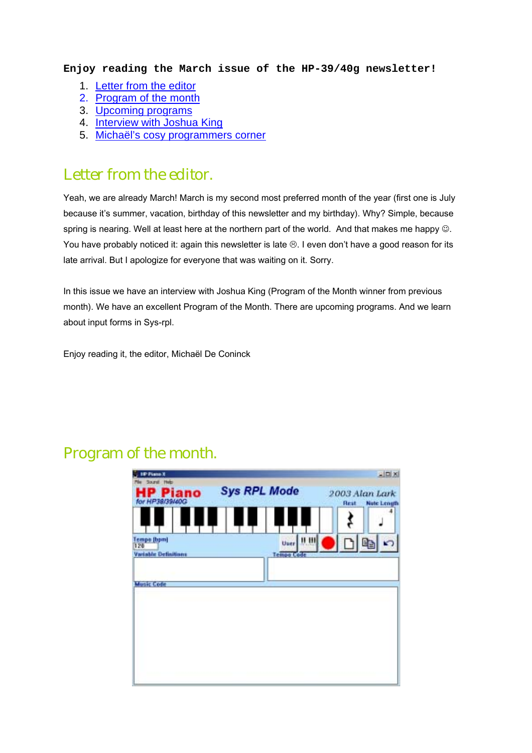**Enjoy reading the March issue of the HP-39/40g newsletter!**

1. Letter from the editor
2. Program of the month
3. Upcoming programs
4. Interview with Joshua King
5. Michaël's cosy programmers corner

## Letter from the editor.

Yeah, we are already March! March is my second most preferred month of the year (first one is July because it's summer, vacation, birthday of this newsletter and my birthday). Why? Simple, because spring is nearing. Well at least here at the northern part of the world. And that makes me happy ☺. You have probably noticed it: again this newsletter is late ☹. I even don't have a good reason for its late arrival. But I apologize for everyone that was waiting on it. Sorry.

In this issue we have an interview with Joshua King (Program of the Month winner from previous month). We have an excellent Program of the Month. There are upcoming programs. And we learn about input forms in Sys-rpl.

Enjoy reading it, the editor, Michaël De Coninck

## Program of the month.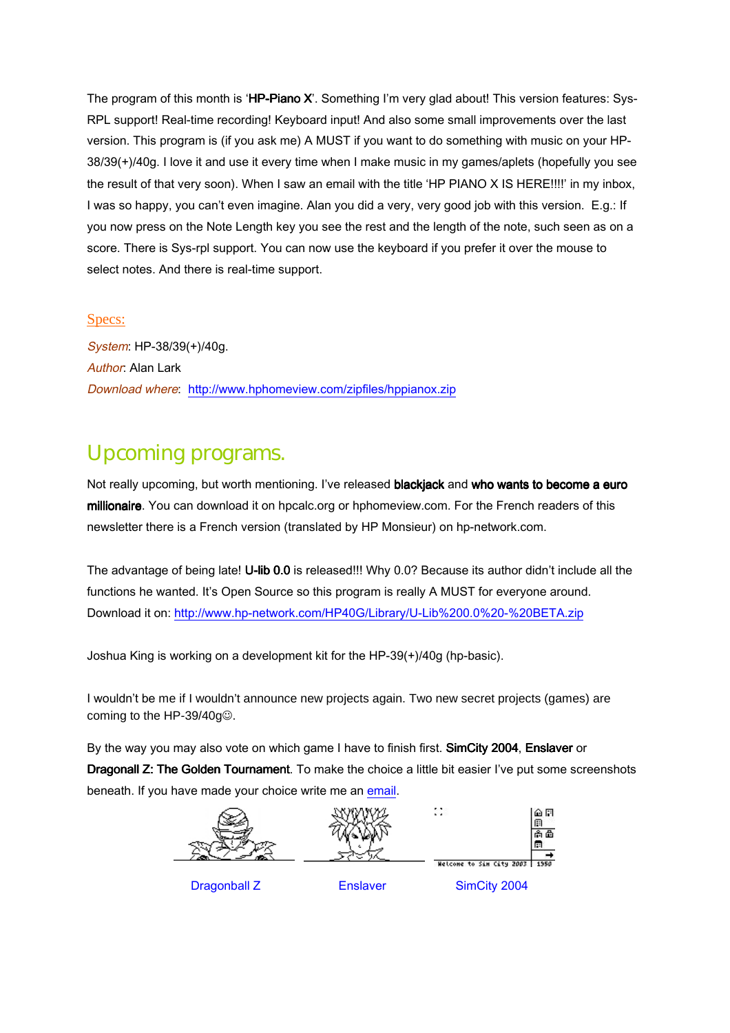The program of this month is '**HP-Piano X**'. Something I'm very glad about! This version features: Sys-RPL support! Real-time recording! Keyboard input! And also some small improvements over the last version. This program is (if you ask me) A MUST if you want to do something with music on your HP-38/39(+)/40g. I love it and use it every time when I make music in my games/aplets (hopefully you see the result of that very soon). When I saw an email with the title 'HP PIANO X IS HERE!!!!' in my inbox, I was so happy, you can't even imagine. Alan you did a very, very good job with this version. E.g.: If you now press on the Note Length key you see the rest and the length of the note, such seen as on a score. There is Sys-rpl support. You can now use the keyboard if you prefer it over the mouse to select notes. And there is real-time support.

### Specs:

*System*: HP-38/39(+)/40g.
*Author*: Alan Lark
*Download where*: http://www.hphomeview.com/zipfiles/hppianox.zip

## Upcoming programs.

Not really upcoming, but worth mentioning. I've released **blackjack** and **who wants to become a euro millionaire**. You can download it on hpcalc.org or hphomeview.com. For the French readers of this newsletter there is a French version (translated by HP Monsieur) on hp-network.com.

The advantage of being late! **U-lib 0.0** is released!!! Why 0.0? Because its author didn't include all the functions he wanted. It's Open Source so this program is really A MUST for everyone around. Download it on: http://www.hp-network.com/HP40G/Library/U-Lib%200.0%20-%20BETA.zip

Joshua King is working on a development kit for the HP-39(+)/40g (hp-basic).

I wouldn't be me if I wouldn't announce new projects again. Two new secret projects (games) are coming to the HP-39/40g☺.

By the way you may also vote on which game I have to finish first. **SimCity 2004**, **Enslaver** or **Dragonall Z: The Golden Tournament**. To make the choice a little bit easier I've put some screenshots beneath. If you have made your choice write me an email.

Dragonball Z Enslaver SimCity 2004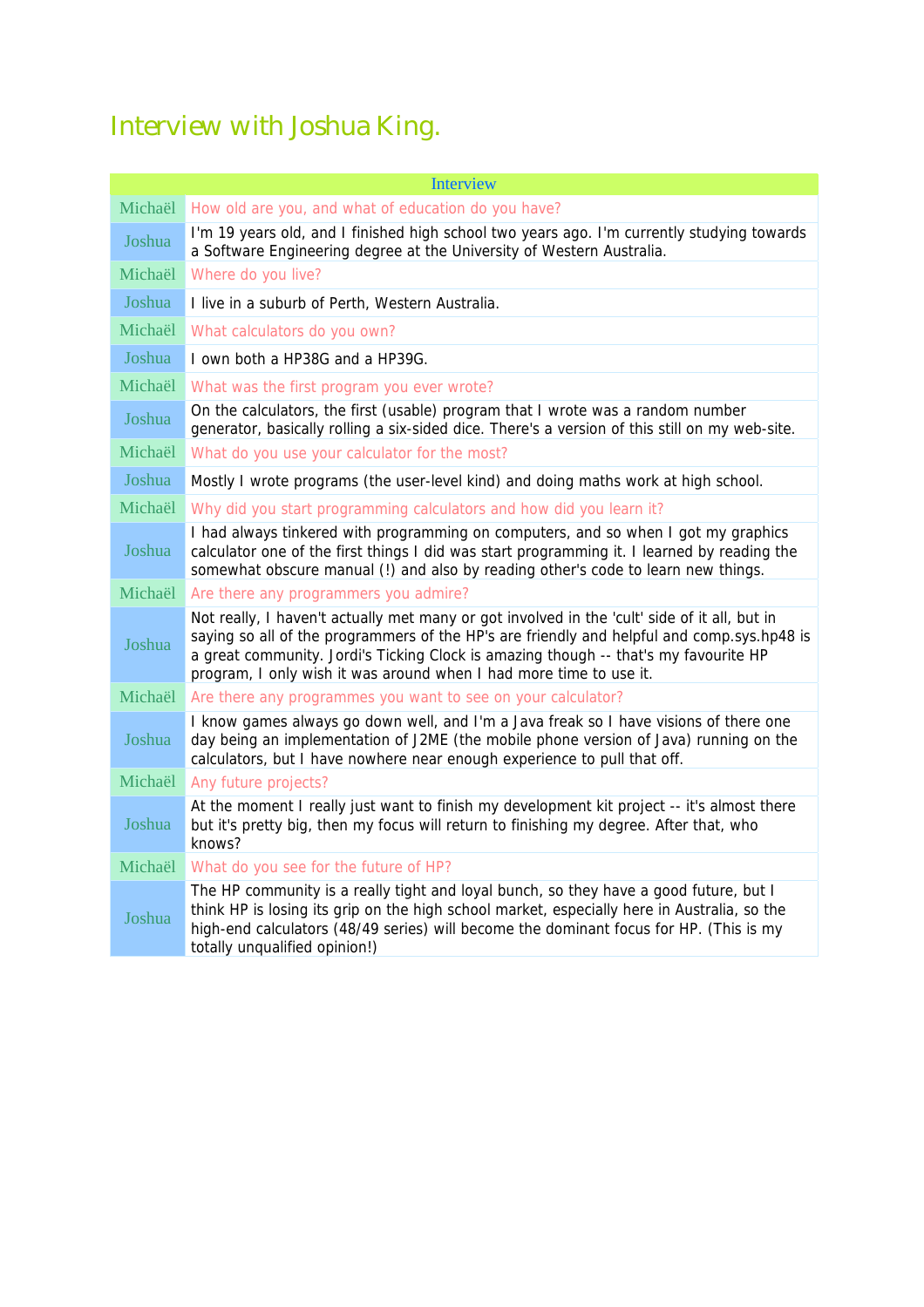# Interview with Joshua King.

| Interview | |
|---|---|
| Michaël | How old are you, and what of education do you have? |
| Joshua | I'm 19 years old, and I finished high school two years ago. I'm currently studying towards a Software Engineering degree at the University of Western Australia. |
| Michaël | Where do you live? |
| Joshua | I live in a suburb of Perth, Western Australia. |
| Michaël | What calculators do you own? |
| Joshua | I own both a HP38G and a HP39G. |
| Michaël | What was the first program you ever wrote? |
| Joshua | On the calculators, the first (usable) program that I wrote was a random number generator, basically rolling a six-sided dice. There's a version of this still on my web-site. |
| Michaël | What do you use your calculator for the most? |
| Joshua | Mostly I wrote programs (the user-level kind) and doing maths work at high school. |
| Michaël | Why did you start programming calculators and how did you learn it? |
| Joshua | I had always tinkered with programming on computers, and so when I got my graphics calculator one of the first things I did was start programming it. I learned by reading the somewhat obscure manual (!) and also by reading other's code to learn new things. |
| Michaël | Are there any programmers you admire? |
| Joshua | Not really, I haven't actually met many or got involved in the 'cult' side of it all, but in saying so all of the programmers of the HP's are friendly and helpful and comp.sys.hp48 is a great community. Jordi's Ticking Clock is amazing though -- that's my favourite HP program, I only wish it was around when I had more time to use it. |
| Michaël | Are there any programmes you want to see on your calculator? |
| Joshua | I know games always go down well, and I'm a Java freak so I have visions of there one day being an implementation of J2ME (the mobile phone version of Java) running on the calculators, but I have nowhere near enough experience to pull that off. |
| Michaël | Any future projects? |
| Joshua | At the moment I really just want to finish my development kit project -- it's almost there but it's pretty big, then my focus will return to finishing my degree. After that, who knows? |
| Michaël | What do you see for the future of HP? |
| Joshua | The HP community is a really tight and loyal bunch, so they have a good future, but I think HP is losing its grip on the high school market, especially here in Australia, so the high-end calculators (48/49 series) will become the dominant focus for HP. (This is my totally unqualified opinion!) |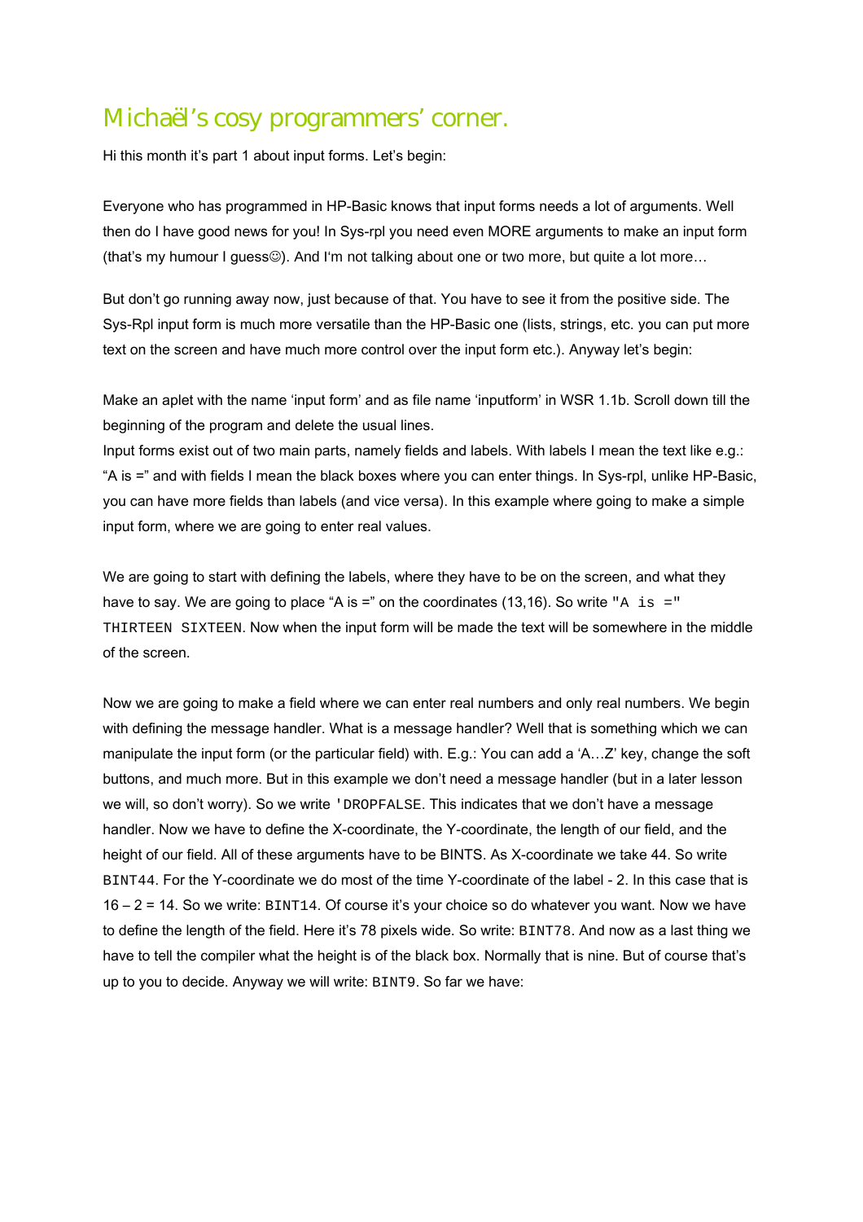# Michaël's cosy programmers' corner.

Hi this month it's part 1 about input forms. Let's begin:

Everyone who has programmed in HP-Basic knows that input forms needs a lot of arguments. Well then do I have good news for you! In Sys-rpl you need even MORE arguments to make an input form (that's my humour I guess☺). And I'm not talking about one or two more, but quite a lot more…

But don't go running away now, just because of that. You have to see it from the positive side. The Sys-Rpl input form is much more versatile than the HP-Basic one (lists, strings, etc. you can put more text on the screen and have much more control over the input form etc.). Anyway let's begin:

Make an aplet with the name 'input form' and as file name 'inputform' in WSR 1.1b. Scroll down till the beginning of the program and delete the usual lines.
Input forms exist out of two main parts, namely fields and labels. With labels I mean the text like e.g.: "A is =" and with fields I mean the black boxes where you can enter things. In Sys-rpl, unlike HP-Basic, you can have more fields than labels (and vice versa). In this example where going to make a simple input form, where we are going to enter real values.

We are going to start with defining the labels, where they have to be on the screen, and what they have to say. We are going to place "A is =" on the coordinates (13,16). So write `"A is =" THIRTEEN SIXTEEN`. Now when the input form will be made the text will be somewhere in the middle of the screen.

Now we are going to make a field where we can enter real numbers and only real numbers. We begin with defining the message handler. What is a message handler? Well that is something which we can manipulate the input form (or the particular field) with. E.g.: You can add a 'A…Z' key, change the soft buttons, and much more. But in this example we don't need a message handler (but in a later lesson we will, so don't worry). So we write `'DROPFALSE`. This indicates that we don't have a message handler. Now we have to define the X-coordinate, the Y-coordinate, the length of our field, and the height of our field. All of these arguments have to be BINTS. As X-coordinate we take 44. So write `BINT44`. For the Y-coordinate we do most of the time Y-coordinate of the label - 2. In this case that is 16 – 2 = 14. So we write: `BINT14`. Of course it's your choice so do whatever you want. Now we have to define the length of the field. Here it's 78 pixels wide. So write: `BINT78`. And now as a last thing we have to tell the compiler what the height is of the black box. Normally that is nine. But of course that's up to you to decide. Anyway we will write: `BINT9`. So far we have: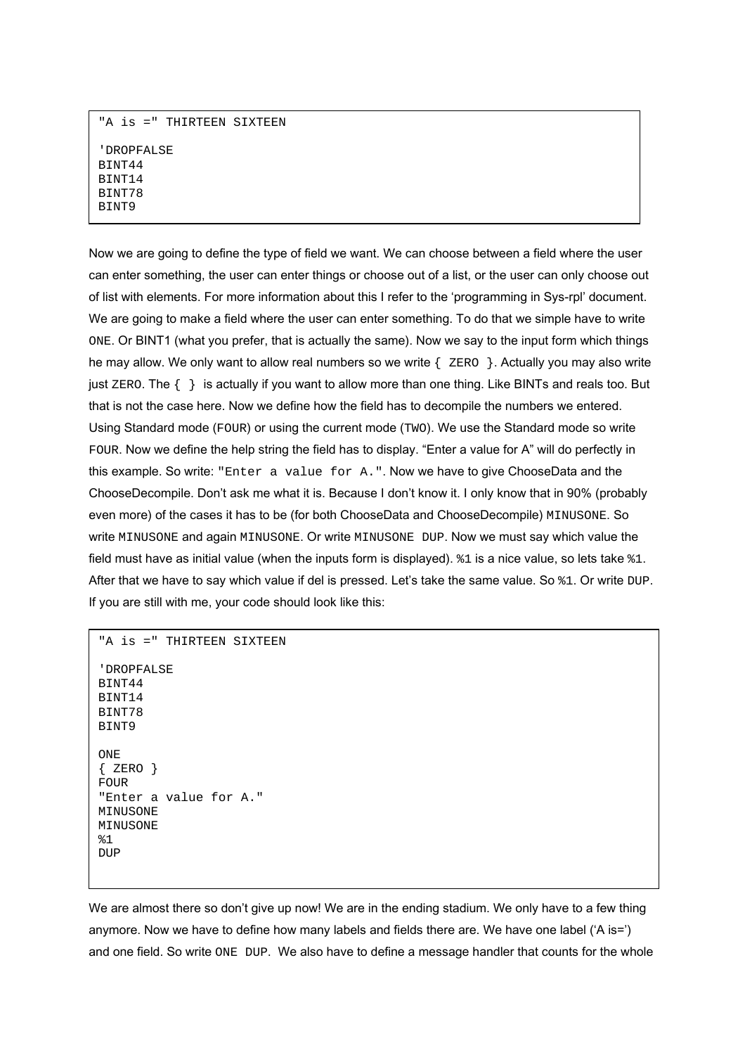```
"A is =" THIRTEEN SIXTEEN

'DROPFALSE
BINT44
BINT14
BINT78
BINT9
```

Now we are going to define the type of field we want. We can choose between a field where the user can enter something, the user can enter things or choose out of a list, or the user can only choose out of list with elements. For more information about this I refer to the 'programming in Sys-rpl' document. We are going to make a field where the user can enter something. To do that we simple have to write `ONE`. Or BINT1 (what you prefer, that is actually the same). Now we say to the input form which things he may allow. We only want to allow real numbers so we write `{ ZERO }`. Actually you may also write just `ZERO`. The `{ }` is actually if you want to allow more than one thing. Like BINTs and reals too. But that is not the case here. Now we define how the field has to decompile the numbers we entered. Using Standard mode (`FOUR`) or using the current mode (`TWO`). We use the Standard mode so write `FOUR`. Now we define the help string the field has to display. "Enter a value for A" will do perfectly in this example. So write: `"Enter a value for A."`. Now we have to give ChooseData and the ChooseDecompile. Don't ask me what it is. Because I don't know it. I only know that in 90% (probably even more) of the cases it has to be (for both ChooseData and ChooseDecompile) `MINUSONE`. So write `MINUSONE` and again `MINUSONE`. Or write `MINUSONE DUP`. Now we must say which value the field must have as initial value (when the inputs form is displayed). `%1` is a nice value, so lets take `%1`. After that we have to say which value if del is pressed. Let's take the same value. So `%1`. Or write `DUP`. If you are still with me, your code should look like this:

```
"A is =" THIRTEEN SIXTEEN

'DROPFALSE
BINT44
BINT14
BINT78
BINT9

ONE
{ ZERO }
FOUR
"Enter a value for A."
MINUSONE
MINUSONE
%1
DUP
```

We are almost there so don't give up now! We are in the ending stadium. We only have to a few thing anymore. Now we have to define how many labels and fields there are. We have one label ('A is=') and one field. So write `ONE DUP`. We also have to define a message handler that counts for the whole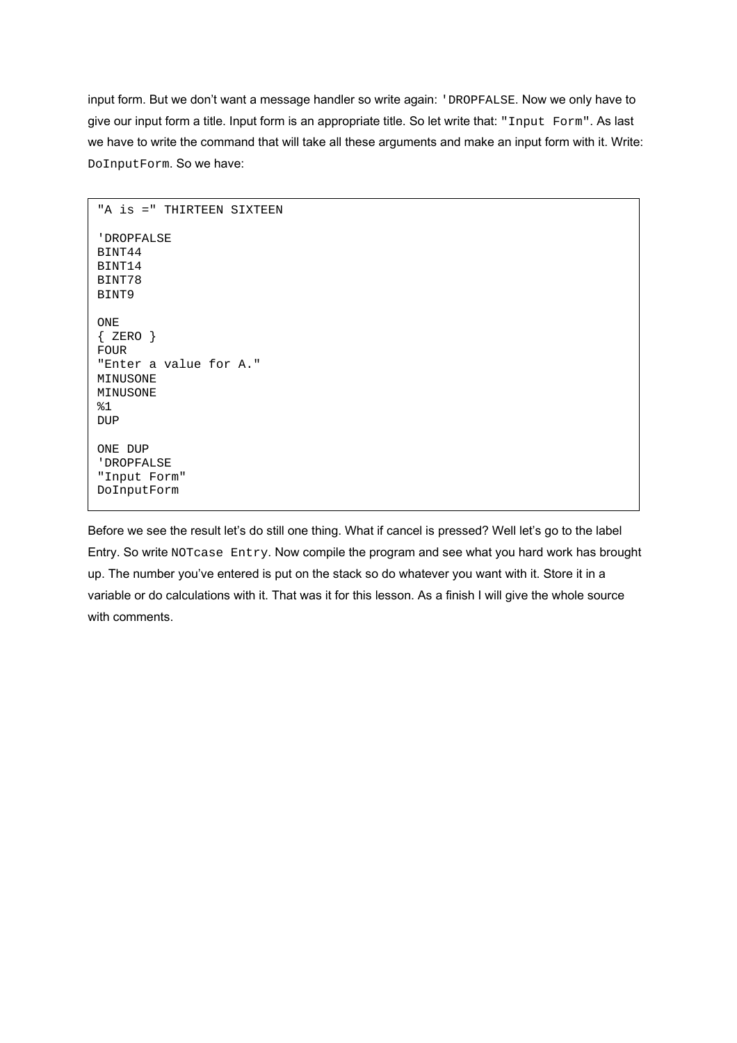input form. But we don't want a message handler so write again: `'DROPFALSE`. Now we only have to give our input form a title. Input form is an appropriate title. So let write that: `"Input Form"`. As last we have to write the command that will take all these arguments and make an input form with it. Write: `DoInputForm`. So we have:

```
"A is =" THIRTEEN SIXTEEN

'DROPFALSE
BINT44
BINT14
BINT78
BINT9

ONE
{ ZERO }
FOUR
"Enter a value for A."
MINUSONE
MINUSONE
%1
DUP

ONE DUP
'DROPFALSE
"Input Form"
DoInputForm
```

Before we see the result let's do still one thing. What if cancel is pressed? Well let's go to the label Entry. So write `NOTcase Entry`. Now compile the program and see what you hard work has brought up. The number you've entered is put on the stack so do whatever you want with it. Store it in a variable or do calculations with it. That was it for this lesson. As a finish I will give the whole source with comments.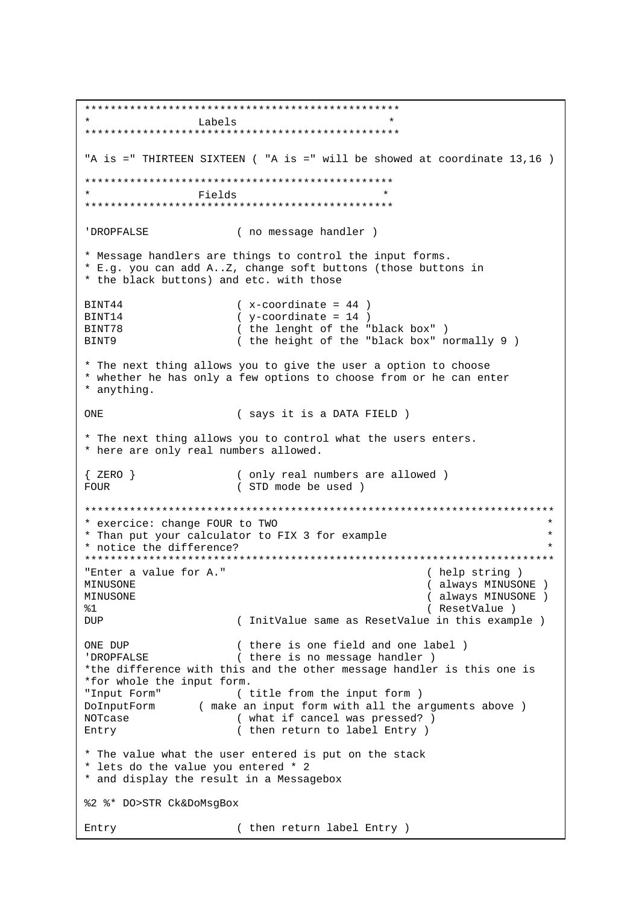```
*************************************************
*                Labels                         *
*************************************************

"A is =" THIRTEEN SIXTEEN ( "A is =" will be showed at coordinate 13,16 )

************************************************
*                Fields                        *
************************************************

'DROPFALSE              ( no message handler )

* Message handlers are things to control the input forms.
* E.g. you can add A..Z, change soft buttons (those buttons in
* the black buttons) and etc. with those

BINT44                  ( x-coordinate = 44 )
BINT14                  ( y-coordinate = 14 )
BINT78                  ( the lenght of the "black box" )
BINT9                   ( the height of the "black box" normally 9 )

* The next thing allows you to give the user a option to choose
* whether he has only a few options to choose from or he can enter
* anything.

ONE                     ( says it is a DATA FIELD )

* The next thing allows you to control what the users enters.
* here are only real numbers allowed.

{ ZERO }                ( only real numbers are allowed )
FOUR                    ( STD mode be used )

*************************************************************************
* exercice: change FOUR to TWO                                          *
* Than put your calculator to FIX 3 for example                         *
* notice the difference?                                                *
*************************************************************************
"Enter a value for A."                          ( help string )
MINUSONE                                        ( always MINUSONE )
MINUSONE                                        ( always MINUSONE )
%1                                              ( ResetValue )
DUP                     ( InitValue same as ResetValue in this example )

ONE DUP                 ( there is one field and one label )
'DROPFALSE              ( there is no message handler )
*the difference with this and the other message handler is this one is
*for whole the input form.
"Input Form"            ( title from the input form )
DoInputForm       ( make an input form with all the arguments above )
NOTcase                 ( what if cancel was pressed? )
Entry                   ( then return to label Entry )

* The value what the user entered is put on the stack
* lets do the value you entered * 2
* and display the result in a Messagebox

%2 %* DO>STR Ck&DoMsgBox

Entry                   ( then return label Entry )
```